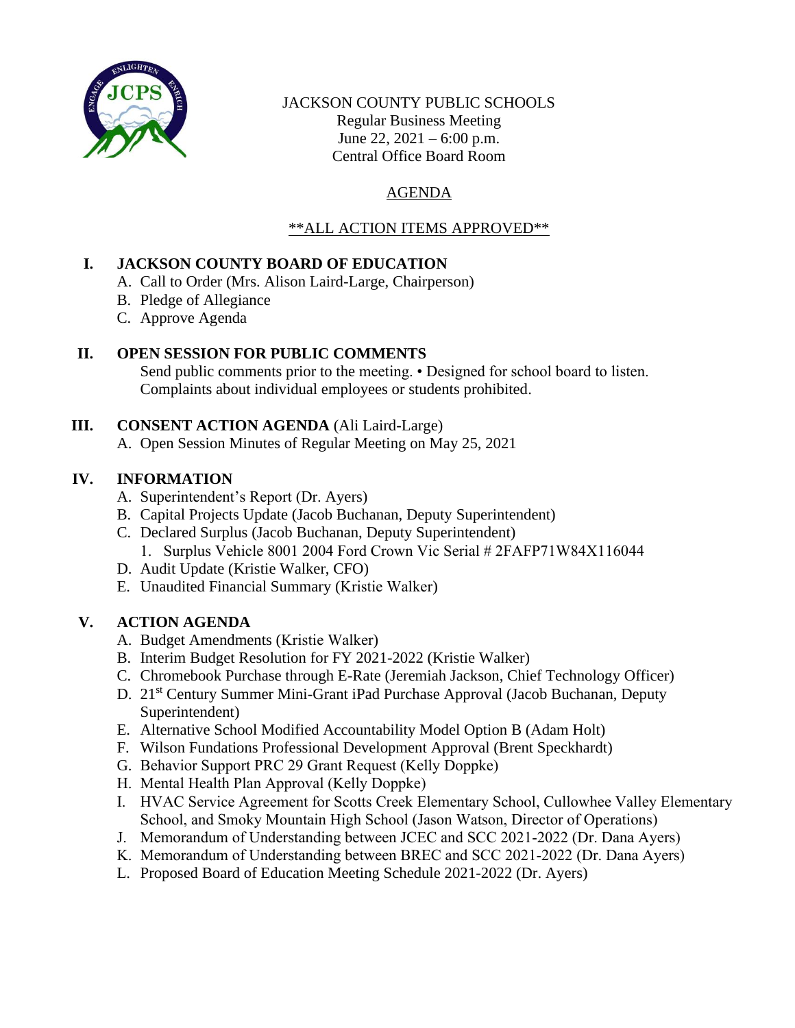JACKSON COUNTY PUBLIC SCHOOLS
Regular Business Meeting
June 22, 2021 – 6:00 p.m.
Central Office Board Room

AGENDA

**ALL ACTION ITEMS APPROVED**

## I. JACKSON COUNTY BOARD OF EDUCATION

A. Call to Order (Mrs. Alison Laird-Large, Chairperson)
B. Pledge of Allegiance
C. Approve Agenda

## II. OPEN SESSION FOR PUBLIC COMMENTS

Send public comments prior to the meeting. • Designed for school board to listen. Complaints about individual employees or students prohibited.

## III. CONSENT ACTION AGENDA (Ali Laird-Large)

A. Open Session Minutes of Regular Meeting on May 25, 2021

## IV. INFORMATION

A. Superintendent's Report (Dr. Ayers)
B. Capital Projects Update (Jacob Buchanan, Deputy Superintendent)
C. Declared Surplus (Jacob Buchanan, Deputy Superintendent)
   1. Surplus Vehicle 8001 2004 Ford Crown Vic Serial # 2FAFP71W84X116044
D. Audit Update (Kristie Walker, CFO)
E. Unaudited Financial Summary (Kristie Walker)

## V. ACTION AGENDA

A. Budget Amendments (Kristie Walker)
B. Interim Budget Resolution for FY 2021-2022 (Kristie Walker)
C. Chromebook Purchase through E-Rate (Jeremiah Jackson, Chief Technology Officer)
D. 21st Century Summer Mini-Grant iPad Purchase Approval (Jacob Buchanan, Deputy Superintendent)
E. Alternative School Modified Accountability Model Option B (Adam Holt)
F. Wilson Fundations Professional Development Approval (Brent Speckhardt)
G. Behavior Support PRC 29 Grant Request (Kelly Doppke)
H. Mental Health Plan Approval (Kelly Doppke)
I. HVAC Service Agreement for Scotts Creek Elementary School, Cullowhee Valley Elementary School, and Smoky Mountain High School (Jason Watson, Director of Operations)
J. Memorandum of Understanding between JCEC and SCC 2021-2022 (Dr. Dana Ayers)
K. Memorandum of Understanding between BREC and SCC 2021-2022 (Dr. Dana Ayers)
L. Proposed Board of Education Meeting Schedule 2021-2022 (Dr. Ayers)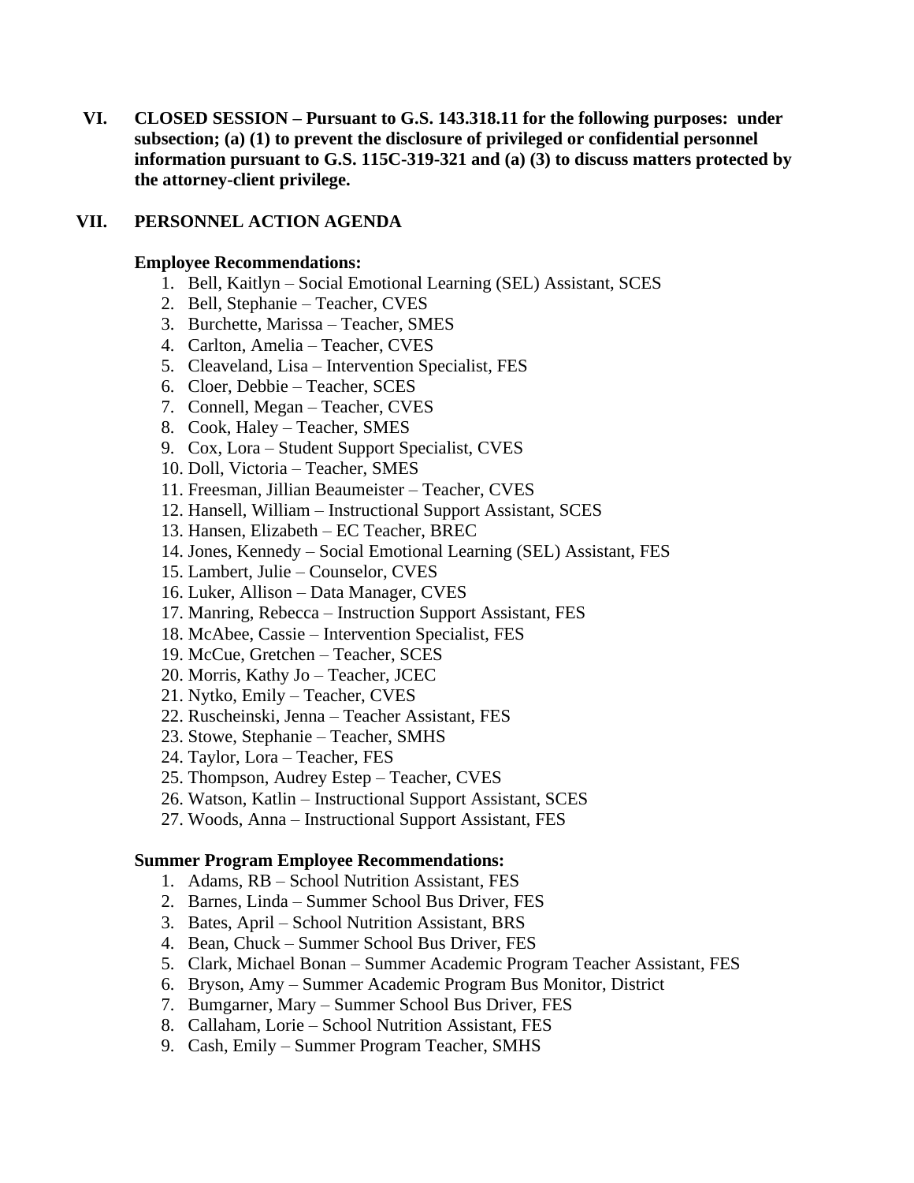**VI. CLOSED SESSION – Pursuant to G.S. 143.318.11 for the following purposes: under subsection; (a) (1) to prevent the disclosure of privileged or confidential personnel information pursuant to G.S. 115C-319-321 and (a) (3) to discuss matters protected by the attorney-client privilege.**

**VII. PERSONNEL ACTION AGENDA**

**Employee Recommendations:**

1. Bell, Kaitlyn – Social Emotional Learning (SEL) Assistant, SCES
2. Bell, Stephanie – Teacher, CVES
3. Burchette, Marissa – Teacher, SMES
4. Carlton, Amelia – Teacher, CVES
5. Cleaveland, Lisa – Intervention Specialist, FES
6. Cloer, Debbie – Teacher, SCES
7. Connell, Megan – Teacher, CVES
8. Cook, Haley – Teacher, SMES
9. Cox, Lora – Student Support Specialist, CVES
10. Doll, Victoria – Teacher, SMES
11. Freesman, Jillian Beaumeister – Teacher, CVES
12. Hansell, William – Instructional Support Assistant, SCES
13. Hansen, Elizabeth – EC Teacher, BREC
14. Jones, Kennedy – Social Emotional Learning (SEL) Assistant, FES
15. Lambert, Julie – Counselor, CVES
16. Luker, Allison – Data Manager, CVES
17. Manring, Rebecca – Instruction Support Assistant, FES
18. McAbee, Cassie – Intervention Specialist, FES
19. McCue, Gretchen – Teacher, SCES
20. Morris, Kathy Jo – Teacher, JCEC
21. Nytko, Emily – Teacher, CVES
22. Ruscheinski, Jenna – Teacher Assistant, FES
23. Stowe, Stephanie – Teacher, SMHS
24. Taylor, Lora – Teacher, FES
25. Thompson, Audrey Estep – Teacher, CVES
26. Watson, Katlin – Instructional Support Assistant, SCES
27. Woods, Anna – Instructional Support Assistant, FES

**Summer Program Employee Recommendations:**

1. Adams, RB – School Nutrition Assistant, FES
2. Barnes, Linda – Summer School Bus Driver, FES
3. Bates, April – School Nutrition Assistant, BRS
4. Bean, Chuck – Summer School Bus Driver, FES
5. Clark, Michael Bonan – Summer Academic Program Teacher Assistant, FES
6. Bryson, Amy – Summer Academic Program Bus Monitor, District
7. Bumgarner, Mary – Summer School Bus Driver, FES
8. Callaham, Lorie – School Nutrition Assistant, FES
9. Cash, Emily – Summer Program Teacher, SMHS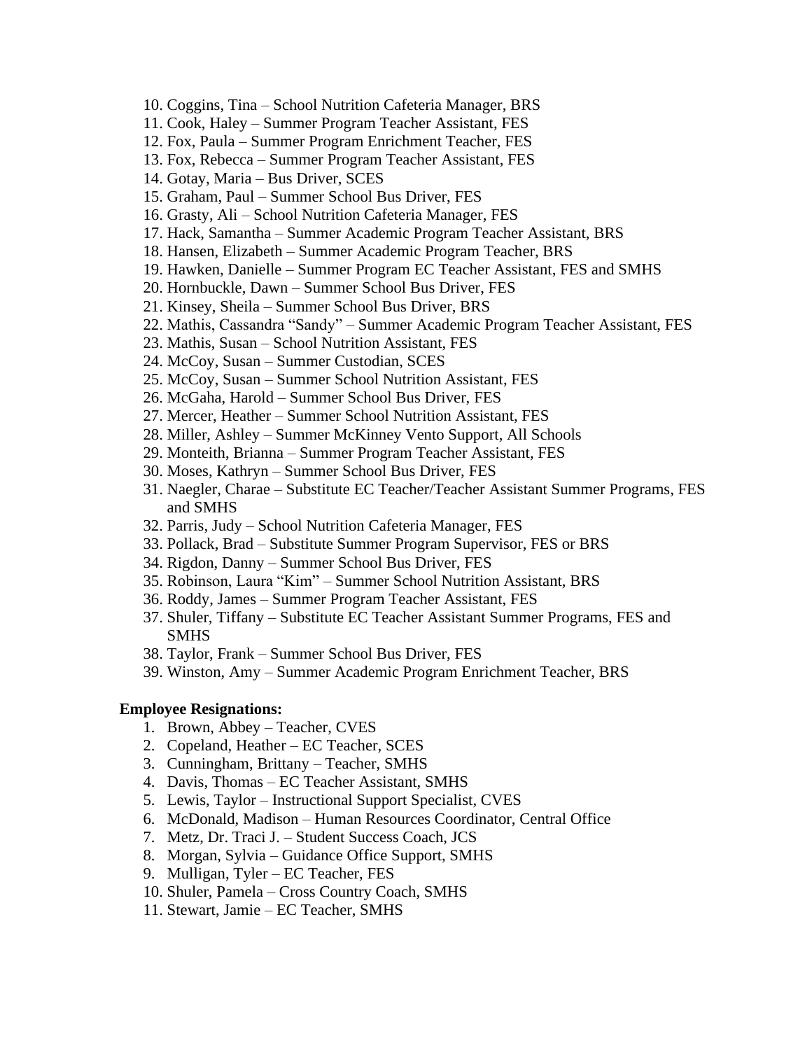10. Coggins, Tina – School Nutrition Cafeteria Manager, BRS
11. Cook, Haley – Summer Program Teacher Assistant, FES
12. Fox, Paula – Summer Program Enrichment Teacher, FES
13. Fox, Rebecca – Summer Program Teacher Assistant, FES
14. Gotay, Maria – Bus Driver, SCES
15. Graham, Paul – Summer School Bus Driver, FES
16. Grasty, Ali – School Nutrition Cafeteria Manager, FES
17. Hack, Samantha – Summer Academic Program Teacher Assistant, BRS
18. Hansen, Elizabeth – Summer Academic Program Teacher, BRS
19. Hawken, Danielle – Summer Program EC Teacher Assistant, FES and SMHS
20. Hornbuckle, Dawn – Summer School Bus Driver, FES
21. Kinsey, Sheila – Summer School Bus Driver, BRS
22. Mathis, Cassandra "Sandy" – Summer Academic Program Teacher Assistant, FES
23. Mathis, Susan – School Nutrition Assistant, FES
24. McCoy, Susan – Summer Custodian, SCES
25. McCoy, Susan – Summer School Nutrition Assistant, FES
26. McGaha, Harold – Summer School Bus Driver, FES
27. Mercer, Heather – Summer School Nutrition Assistant, FES
28. Miller, Ashley – Summer McKinney Vento Support, All Schools
29. Monteith, Brianna – Summer Program Teacher Assistant, FES
30. Moses, Kathryn – Summer School Bus Driver, FES
31. Naegler, Charae – Substitute EC Teacher/Teacher Assistant Summer Programs, FES and SMHS
32. Parris, Judy – School Nutrition Cafeteria Manager, FES
33. Pollack, Brad – Substitute Summer Program Supervisor, FES or BRS
34. Rigdon, Danny – Summer School Bus Driver, FES
35. Robinson, Laura "Kim" – Summer School Nutrition Assistant, BRS
36. Roddy, James – Summer Program Teacher Assistant, FES
37. Shuler, Tiffany – Substitute EC Teacher Assistant Summer Programs, FES and SMHS
38. Taylor, Frank – Summer School Bus Driver, FES
39. Winston, Amy – Summer Academic Program Enrichment Teacher, BRS

**Employee Resignations:**

1. Brown, Abbey – Teacher, CVES
2. Copeland, Heather – EC Teacher, SCES
3. Cunningham, Brittany – Teacher, SMHS
4. Davis, Thomas – EC Teacher Assistant, SMHS
5. Lewis, Taylor – Instructional Support Specialist, CVES
6. McDonald, Madison – Human Resources Coordinator, Central Office
7. Metz, Dr. Traci J. – Student Success Coach, JCS
8. Morgan, Sylvia – Guidance Office Support, SMHS
9. Mulligan, Tyler – EC Teacher, FES
10. Shuler, Pamela – Cross Country Coach, SMHS
11. Stewart, Jamie – EC Teacher, SMHS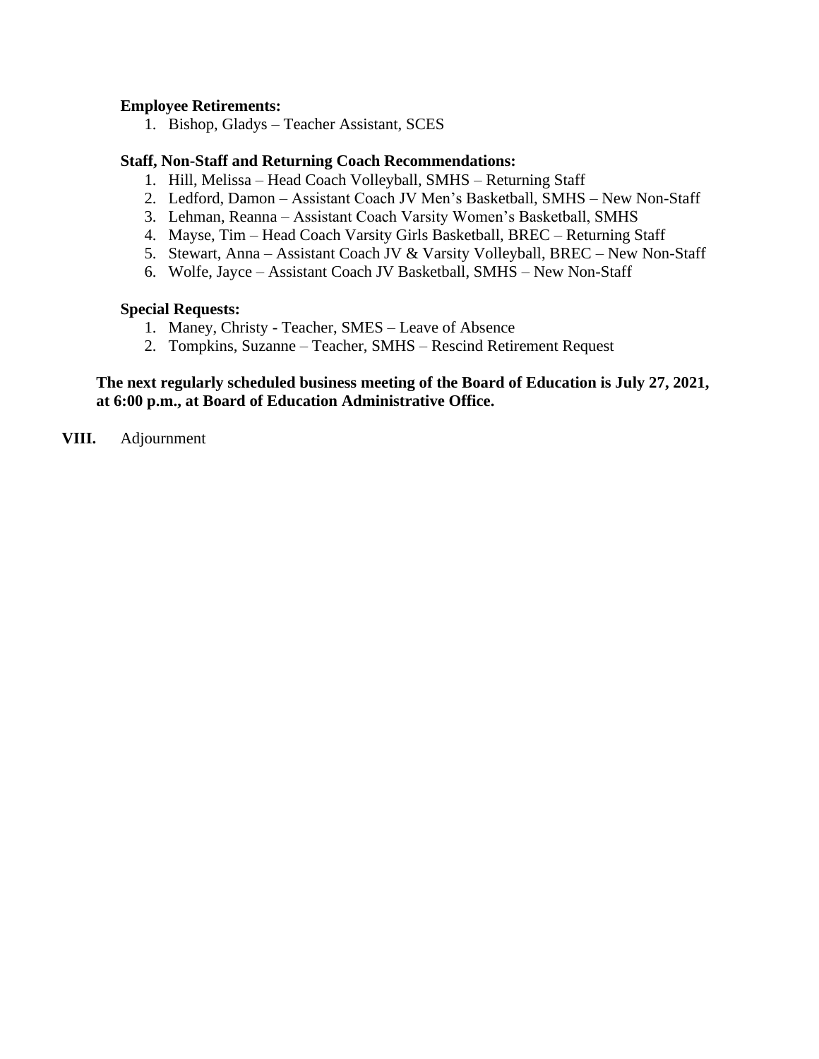**Employee Retirements:**

1. Bishop, Gladys – Teacher Assistant, SCES

**Staff, Non-Staff and Returning Coach Recommendations:**

1. Hill, Melissa – Head Coach Volleyball, SMHS – Returning Staff
2. Ledford, Damon – Assistant Coach JV Men's Basketball, SMHS – New Non-Staff
3. Lehman, Reanna – Assistant Coach Varsity Women's Basketball, SMHS
4. Mayse, Tim – Head Coach Varsity Girls Basketball, BREC – Returning Staff
5. Stewart, Anna – Assistant Coach JV & Varsity Volleyball, BREC – New Non-Staff
6. Wolfe, Jayce – Assistant Coach JV Basketball, SMHS – New Non-Staff

**Special Requests:**

1. Maney, Christy - Teacher, SMES – Leave of Absence
2. Tompkins, Suzanne – Teacher, SMHS – Rescind Retirement Request

**The next regularly scheduled business meeting of the Board of Education is July 27, 2021, at 6:00 p.m., at Board of Education Administrative Office.**

**VIII.** Adjournment